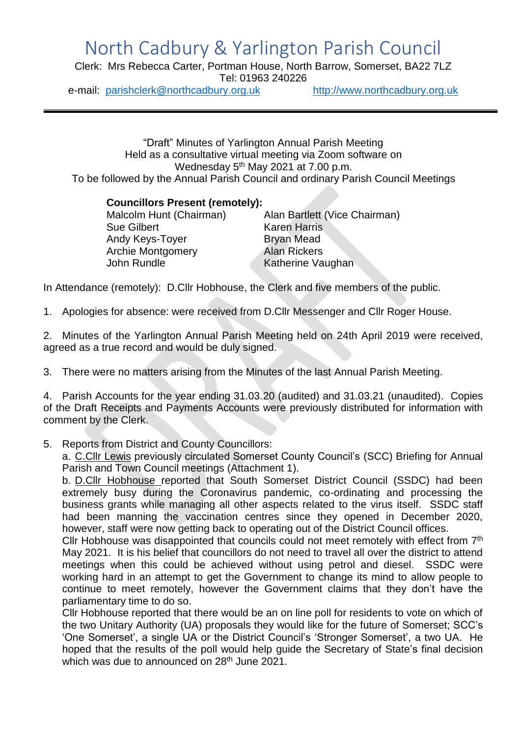# North Cadbury & Yarlington Parish Council

Clerk: Mrs Rebecca Carter, Portman House, North Barrow, Somerset, BA22 7LZ
Tel: 01963 240226
e-mail: parishclerk@northcadbury.org.uk http://www.northcadbury.org.uk

---

"Draft" Minutes of Yarlington Annual Parish Meeting
Held as a consultative virtual meeting via Zoom software on
Wednesday 5th May 2021 at 7.00 p.m.
To be followed by the Annual Parish Council and ordinary Parish Council Meetings

**Councillors Present (remotely):**

| | |
|---|---|
| Malcolm Hunt (Chairman) | Alan Bartlett (Vice Chairman) |
| Sue Gilbert | Karen Harris |
| Andy Keys-Toyer | Bryan Mead |
| Archie Montgomery | Alan Rickers |
| John Rundle | Katherine Vaughan |

In Attendance (remotely): D.Cllr Hobhouse, the Clerk and five members of the public.

1. Apologies for absence: were received from D.Cllr Messenger and Cllr Roger House.

2. Minutes of the Yarlington Annual Parish Meeting held on 24th April 2019 were received, agreed as a true record and would be duly signed.

3. There were no matters arising from the Minutes of the last Annual Parish Meeting.

4. Parish Accounts for the year ending 31.03.20 (audited) and 31.03.21 (unaudited). Copies of the Draft Receipts and Payments Accounts were previously distributed for information with comment by the Clerk.

5. Reports from District and County Councillors:
   a. C.Cllr Lewis previously circulated Somerset County Council's (SCC) Briefing for Annual Parish and Town Council meetings (Attachment 1).
   b. D.Cllr Hobhouse reported that South Somerset District Council (SSDC) had been extremely busy during the Coronavirus pandemic, co-ordinating and processing the business grants while managing all other aspects related to the virus itself. SSDC staff had been manning the vaccination centres since they opened in December 2020, however, staff were now getting back to operating out of the District Council offices.
   Cllr Hobhouse was disappointed that councils could not meet remotely with effect from 7th May 2021. It is his belief that councillors do not need to travel all over the district to attend meetings when this could be achieved without using petrol and diesel. SSDC were working hard in an attempt to get the Government to change its mind to allow people to continue to meet remotely, however the Government claims that they don't have the parliamentary time to do so.
   Cllr Hobhouse reported that there would be an on line poll for residents to vote on which of the two Unitary Authority (UA) proposals they would like for the future of Somerset; SCC's 'One Somerset', a single UA or the District Council's 'Stronger Somerset', a two UA. He hoped that the results of the poll would help guide the Secretary of State's final decision which was due to announced on 28th June 2021.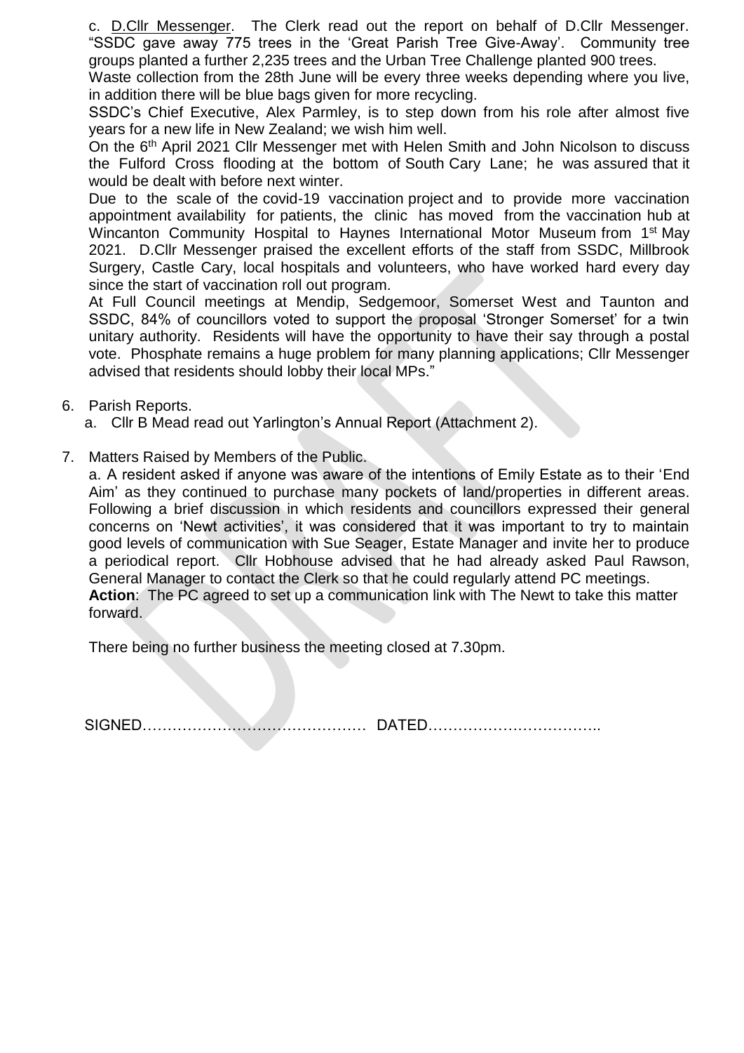c. D.Cllr Messenger. The Clerk read out the report on behalf of D.Cllr Messenger. "SSDC gave away 775 trees in the 'Great Parish Tree Give-Away'. Community tree groups planted a further 2,235 trees and the Urban Tree Challenge planted 900 trees.

Waste collection from the 28th June will be every three weeks depending where you live, in addition there will be blue bags given for more recycling.

SSDC's Chief Executive, Alex Parmley, is to step down from his role after almost five years for a new life in New Zealand; we wish him well.

On the 6th April 2021 Cllr Messenger met with Helen Smith and John Nicolson to discuss the Fulford Cross flooding at the bottom of South Cary Lane; he was assured that it would be dealt with before next winter.

Due to the scale of the covid-19 vaccination project and to provide more vaccination appointment availability for patients, the clinic has moved from the vaccination hub at Wincanton Community Hospital to Haynes International Motor Museum from 1st May 2021. D.Cllr Messenger praised the excellent efforts of the staff from SSDC, Millbrook Surgery, Castle Cary, local hospitals and volunteers, who have worked hard every day since the start of vaccination roll out program.

At Full Council meetings at Mendip, Sedgemoor, Somerset West and Taunton and SSDC, 84% of councillors voted to support the proposal 'Stronger Somerset' for a twin unitary authority. Residents will have the opportunity to have their say through a postal vote. Phosphate remains a huge problem for many planning applications; Cllr Messenger advised that residents should lobby their local MPs."

6. Parish Reports.
   a. Cllr B Mead read out Yarlington's Annual Report (Attachment 2).

7. Matters Raised by Members of the Public.

   a. A resident asked if anyone was aware of the intentions of Emily Estate as to their 'End Aim' as they continued to purchase many pockets of land/properties in different areas. Following a brief discussion in which residents and councillors expressed their general concerns on 'Newt activities', it was considered that it was important to try to maintain good levels of communication with Sue Seager, Estate Manager and invite her to produce a periodical report. Cllr Hobhouse advised that he had already asked Paul Rawson, General Manager to contact the Clerk so that he could regularly attend PC meetings.

   **Action**: The PC agreed to set up a communication link with The Newt to take this matter forward.

There being no further business the meeting closed at 7.30pm.

SIGNED……………………………………… DATED……………………………..